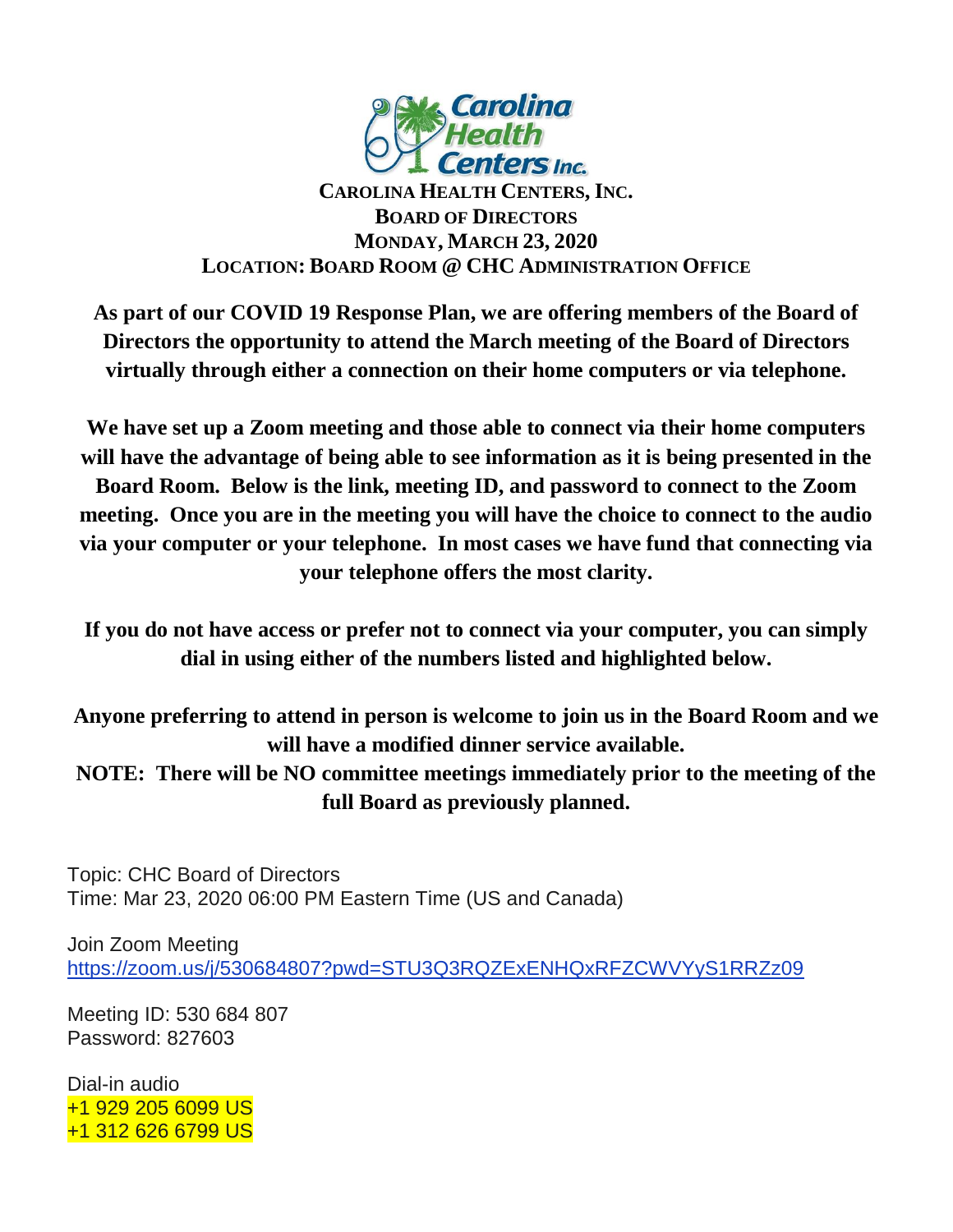**CAROLINA HEALTH CENTERS, INC.**
**BOARD OF DIRECTORS**
**MONDAY, MARCH 23, 2020**
**LOCATION: BOARD ROOM @ CHC ADMINISTRATION OFFICE**

**As part of our COVID 19 Response Plan, we are offering members of the Board of Directors the opportunity to attend the March meeting of the Board of Directors virtually through either a connection on their home computers or via telephone.**

**We have set up a Zoom meeting and those able to connect via their home computers will have the advantage of being able to see information as it is being presented in the Board Room. Below is the link, meeting ID, and password to connect to the Zoom meeting. Once you are in the meeting you will have the choice to connect to the audio via your computer or your telephone. In most cases we have fund that connecting via your telephone offers the most clarity.**

**If you do not have access or prefer not to connect via your computer, you can simply dial in using either of the numbers listed and highlighted below.**

**Anyone preferring to attend in person is welcome to join us in the Board Room and we will have a modified dinner service available.**
**NOTE: There will be NO committee meetings immediately prior to the meeting of the full Board as previously planned.**

Topic: CHC Board of Directors
Time: Mar 23, 2020 06:00 PM Eastern Time (US and Canada)

Join Zoom Meeting
https://zoom.us/j/530684807?pwd=STU3Q3RQZExENHQxRFZCWVYyS1RRZz09

Meeting ID: 530 684 807
Password: 827603

Dial-in audio
+1 929 205 6099 US
+1 312 626 6799 US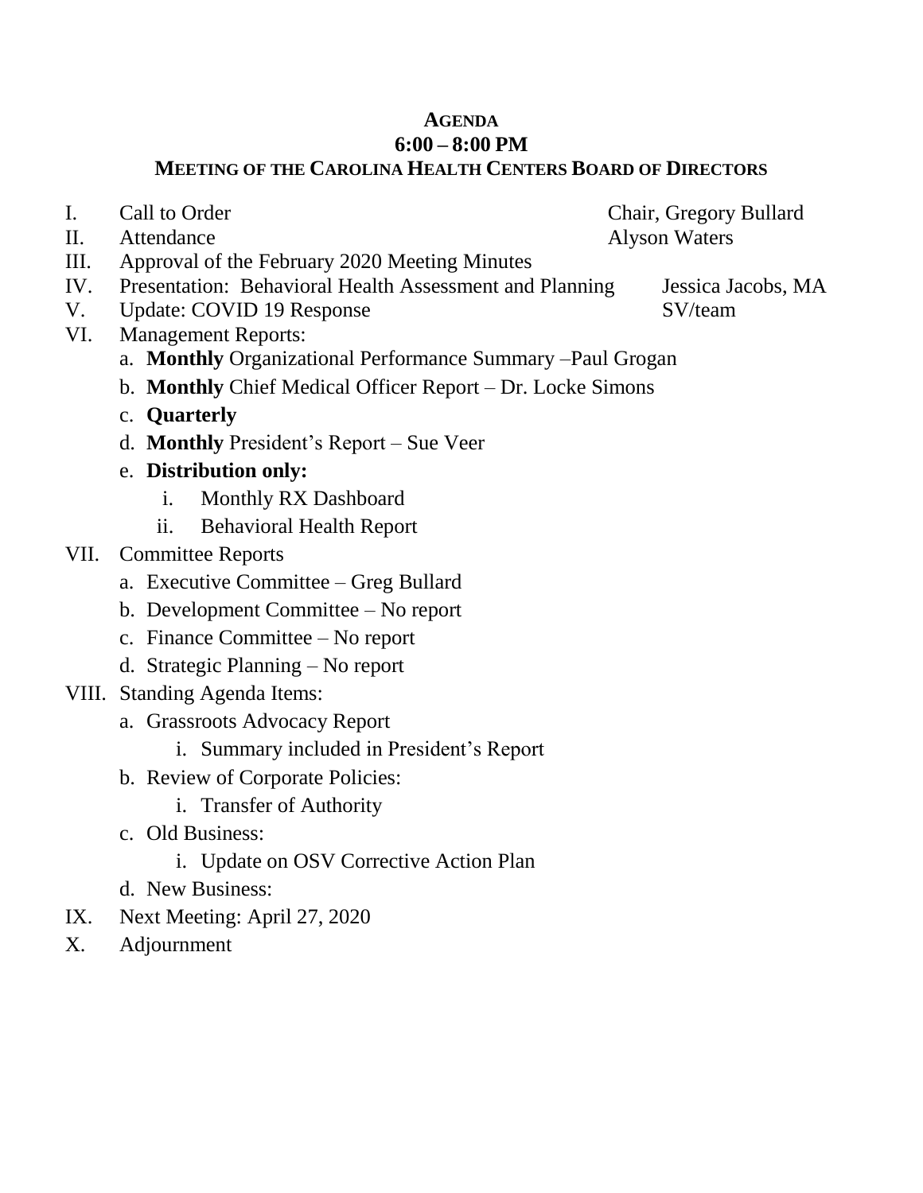# AGENDA

## 6:00 – 8:00 PM

## MEETING OF THE CAROLINA HEALTH CENTERS BOARD OF DIRECTORS

I. Call to Order — Chair, Gregory Bullard

II. Attendance — Alyson Waters

III. Approval of the February 2020 Meeting Minutes

IV. Presentation: Behavioral Health Assessment and Planning — Jessica Jacobs, MA

V. Update: COVID 19 Response — SV/team

VI. Management Reports:

   a. **Monthly** Organizational Performance Summary –Paul Grogan
   
   b. **Monthly** Chief Medical Officer Report – Dr. Locke Simons
   
   c. **Quarterly**
   
   d. **Monthly** President's Report – Sue Veer
   
   e. **Distribution only:**
   
      i. Monthly RX Dashboard
      
      ii. Behavioral Health Report

VII. Committee Reports

   a. Executive Committee – Greg Bullard
   
   b. Development Committee – No report
   
   c. Finance Committee – No report
   
   d. Strategic Planning – No report

VIII. Standing Agenda Items:

   a. Grassroots Advocacy Report
   
      i. Summary included in President's Report
      
   b. Review of Corporate Policies:
   
      i. Transfer of Authority
      
   c. Old Business:
   
      i. Update on OSV Corrective Action Plan
      
   d. New Business:

IX. Next Meeting: April 27, 2020

X. Adjournment